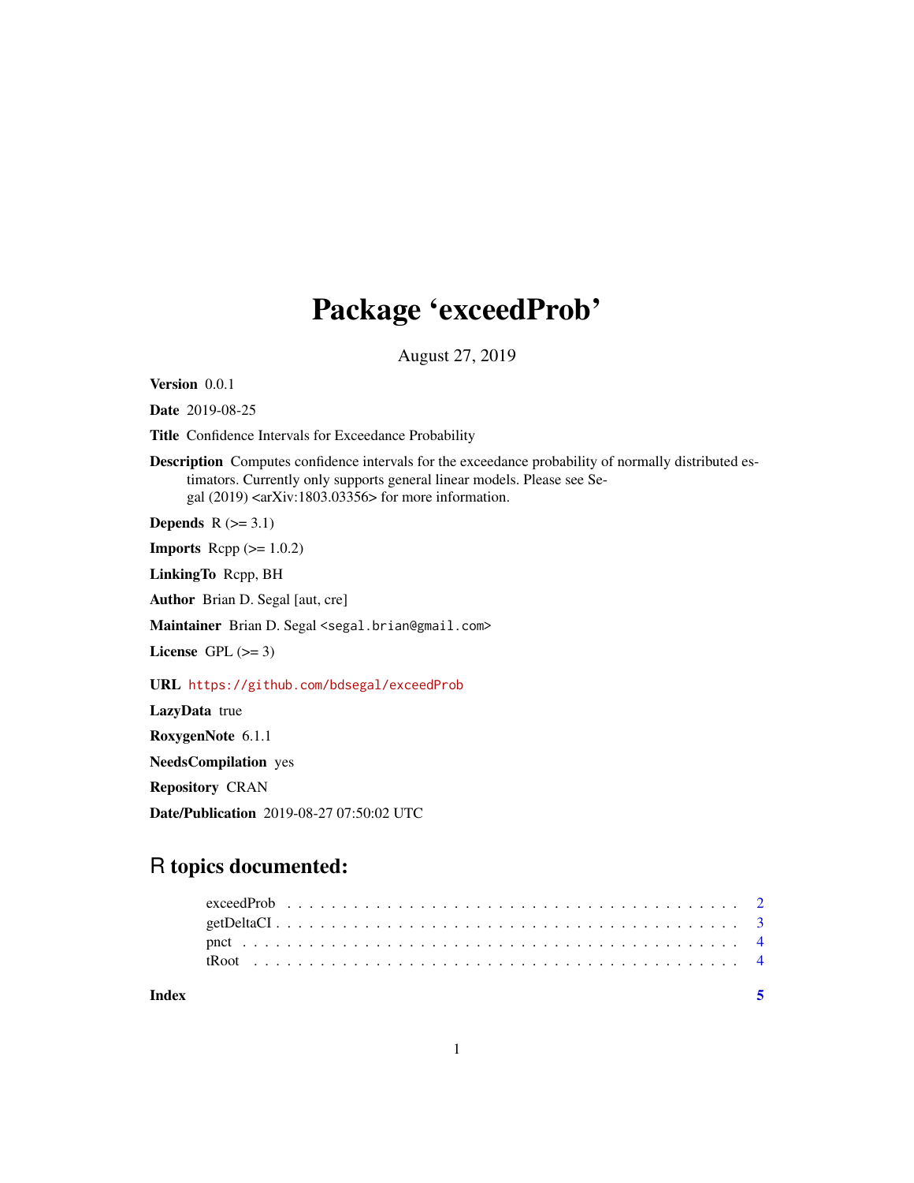# Package 'exceedProb'

August 27, 2019

**Version** 0.0.1

**Date** 2019-08-25

**Title** Confidence Intervals for Exceedance Probability

**Description** Computes confidence intervals for the exceedance probability of normally distributed estimators. Currently only supports general linear models. Please see Segal (2019) <arXiv:1803.03356> for more information.

**Depends** R (>= 3.1)

**Imports** Rcpp (>= 1.0.2)

**LinkingTo** Rcpp, BH

**Author** Brian D. Segal [aut, cre]

**Maintainer** Brian D. Segal <segal.brian@gmail.com>

**License** GPL (>= 3)

**URL** https://github.com/bdsegal/exceedProb

**LazyData** true

**RoxygenNote** 6.1.1

**NeedsCompilation** yes

**Repository** CRAN

**Date/Publication** 2019-08-27 07:50:02 UTC

## R topics documented:

- exceedProb . . . . . . . . . . . . . . . . . . . . . . . . . . . . . . . . . . . . . . . . 2
- getDeltaCI . . . . . . . . . . . . . . . . . . . . . . . . . . . . . . . . . . . . . . . . 3
- pnct . . . . . . . . . . . . . . . . . . . . . . . . . . . . . . . . . . . . . . . . . . . . 4
- tRoot . . . . . . . . . . . . . . . . . . . . . . . . . . . . . . . . . . . . . . . . . . . 4

**Index** 5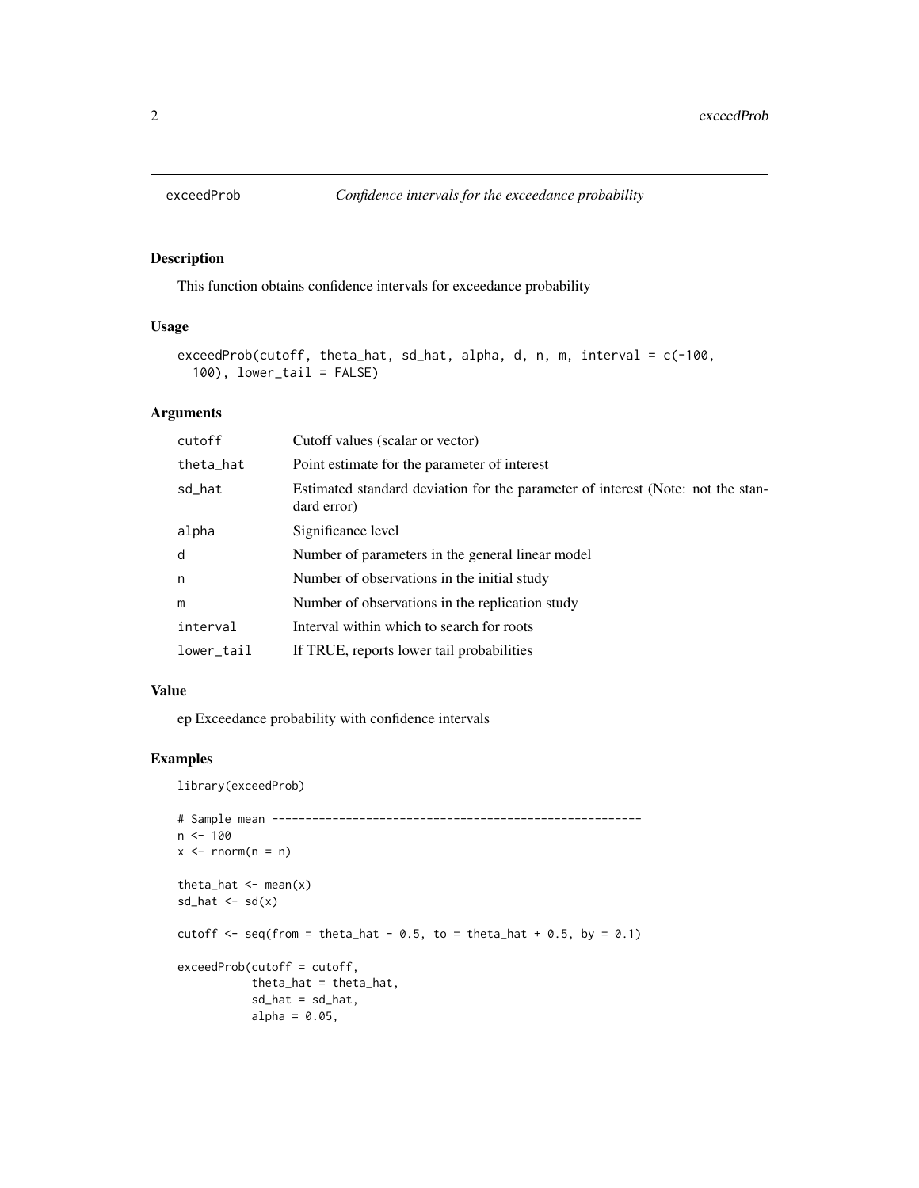## exceedProb — *Confidence intervals for the exceedance probability*

### Description

This function obtains confidence intervals for exceedance probability

### Usage

```
exceedProb(cutoff, theta_hat, sd_hat, alpha, d, n, m, interval = c(-100,
  100), lower_tail = FALSE)
```

### Arguments

| | |
|---|---|
| cutoff | Cutoff values (scalar or vector) |
| theta_hat | Point estimate for the parameter of interest |
| sd_hat | Estimated standard deviation for the parameter of interest (Note: not the standard error) |
| alpha | Significance level |
| d | Number of parameters in the general linear model |
| n | Number of observations in the initial study |
| m | Number of observations in the replication study |
| interval | Interval within which to search for roots |
| lower_tail | If TRUE, reports lower tail probabilities |

### Value

ep Exceedance probability with confidence intervals

### Examples

```
library(exceedProb)

# Sample mean -----------------------------------------------------
n <- 100
x <- rnorm(n = n)

theta_hat <- mean(x)
sd_hat <- sd(x)

cutoff <- seq(from = theta_hat - 0.5, to = theta_hat + 0.5, by = 0.1)

exceedProb(cutoff = cutoff,
           theta_hat = theta_hat,
           sd_hat = sd_hat,
           alpha = 0.05,
```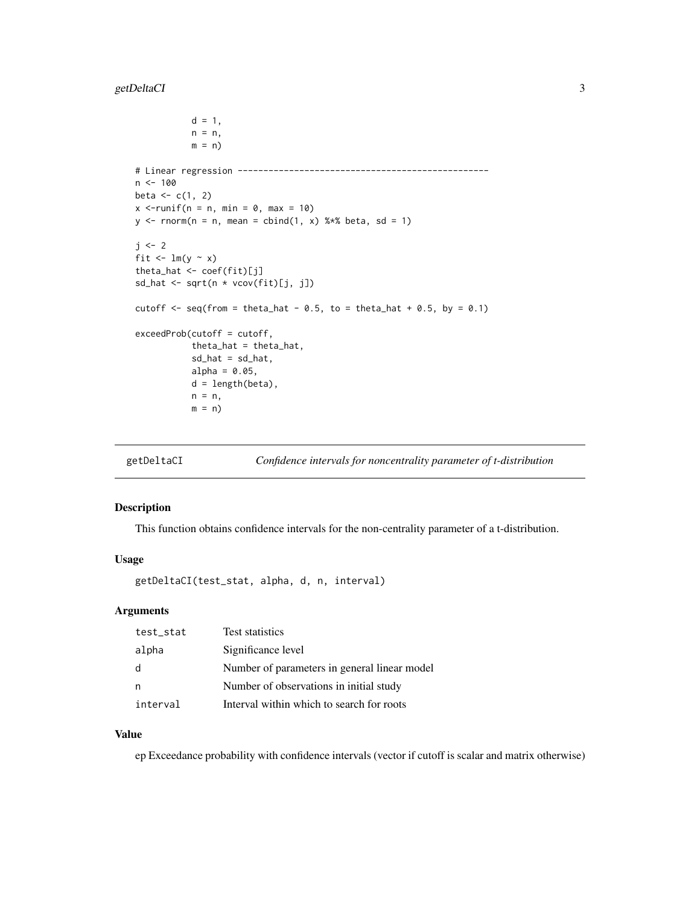```
           d = 1,
           n = n,
           m = n)

# Linear regression ------------------------------------------------
n <- 100
beta <- c(1, 2)
x <-runif(n = n, min = 0, max = 10)
y <- rnorm(n = n, mean = cbind(1, x) %*% beta, sd = 1)

j <- 2
fit <- lm(y ~ x)
theta_hat <- coef(fit)[j]
sd_hat <- sqrt(n * vcov(fit)[j, j])

cutoff <- seq(from = theta_hat - 0.5, to = theta_hat + 0.5, by = 0.1)

exceedProb(cutoff = cutoff,
           theta_hat = theta_hat,
           sd_hat = sd_hat,
           alpha = 0.05,
           d = length(beta),
           n = n,
           m = n)
```

---

## getDeltaCI — *Confidence intervals for noncentrality parameter of t-distribution*

### Description

This function obtains confidence intervals for the non-centrality parameter of a t-distribution.

### Usage

```
getDeltaCI(test_stat, alpha, d, n, interval)
```

### Arguments

| | |
|---|---|
| `test_stat` | Test statistics |
| `alpha` | Significance level |
| `d` | Number of parameters in general linear model |
| `n` | Number of observations in initial study |
| `interval` | Interval within which to search for roots |

### Value

ep Exceedance probability with confidence intervals (vector if cutoff is scalar and matrix otherwise)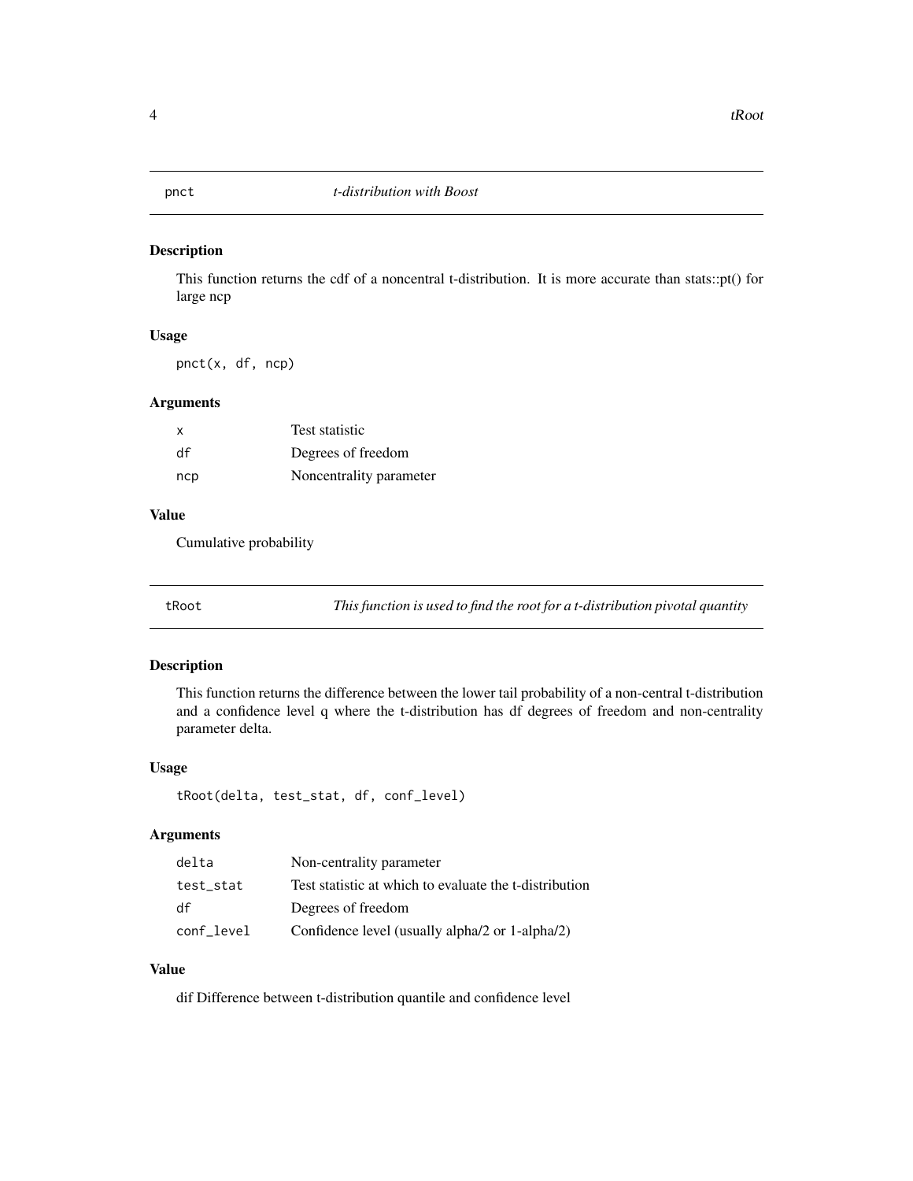## pnct — *t-distribution with Boost*

### Description

This function returns the cdf of a noncentral t-distribution. It is more accurate than stats::pt() for large ncp

### Usage

```
pnct(x, df, ncp)
```

### Arguments

| | |
|---|---|
| x | Test statistic |
| df | Degrees of freedom |
| ncp | Noncentrality parameter |

### Value

Cumulative probability

## tRoot — *This function is used to find the root for a t-distribution pivotal quantity*

### Description

This function returns the difference between the lower tail probability of a non-central t-distribution and a confidence level q where the t-distribution has df degrees of freedom and non-centrality parameter delta.

### Usage

```
tRoot(delta, test_stat, df, conf_level)
```

### Arguments

| | |
|---|---|
| delta | Non-centrality parameter |
| test_stat | Test statistic at which to evaluate the t-distribution |
| df | Degrees of freedom |
| conf_level | Confidence level (usually alpha/2 or 1-alpha/2) |

### Value

dif Difference between t-distribution quantile and confidence level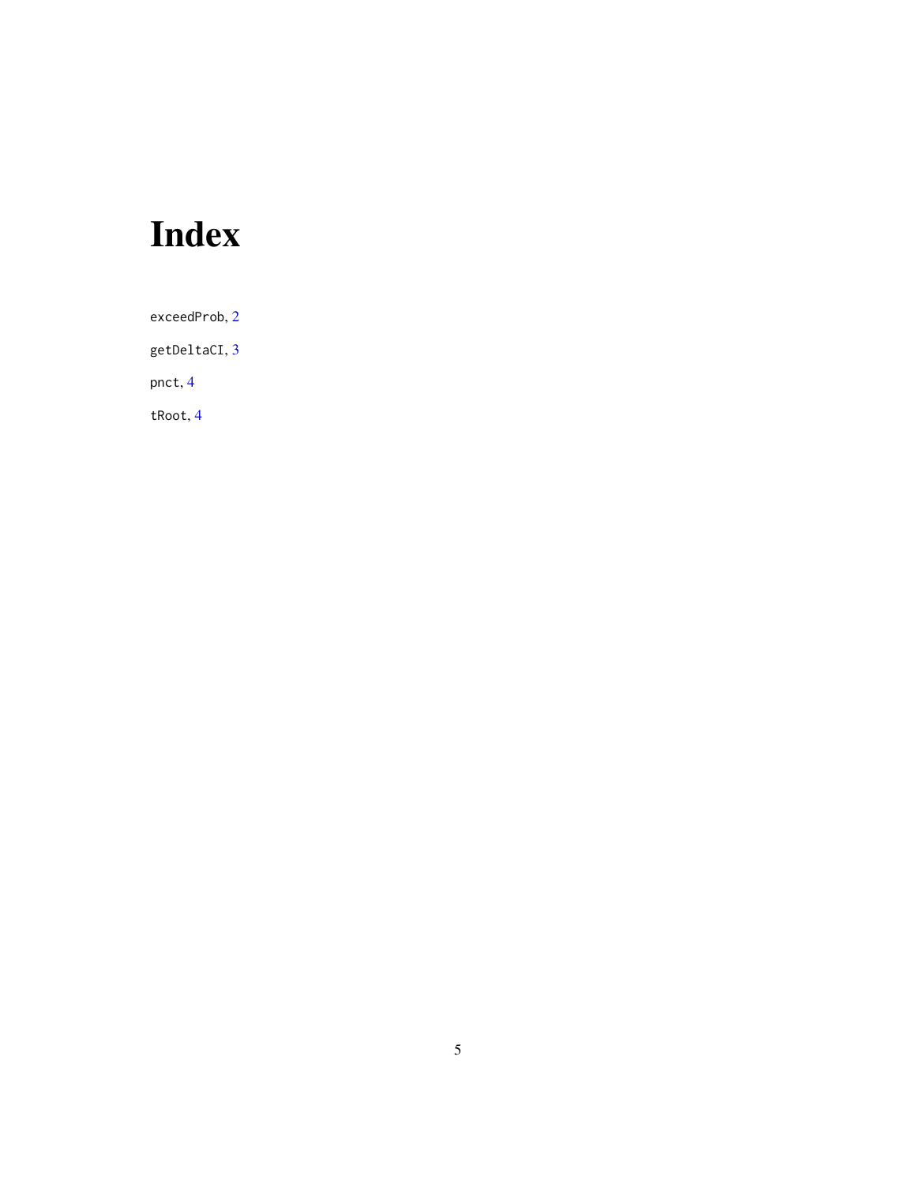# Index

exceedProb, 2

getDeltaCI, 3

pnct, 4

tRoot, 4